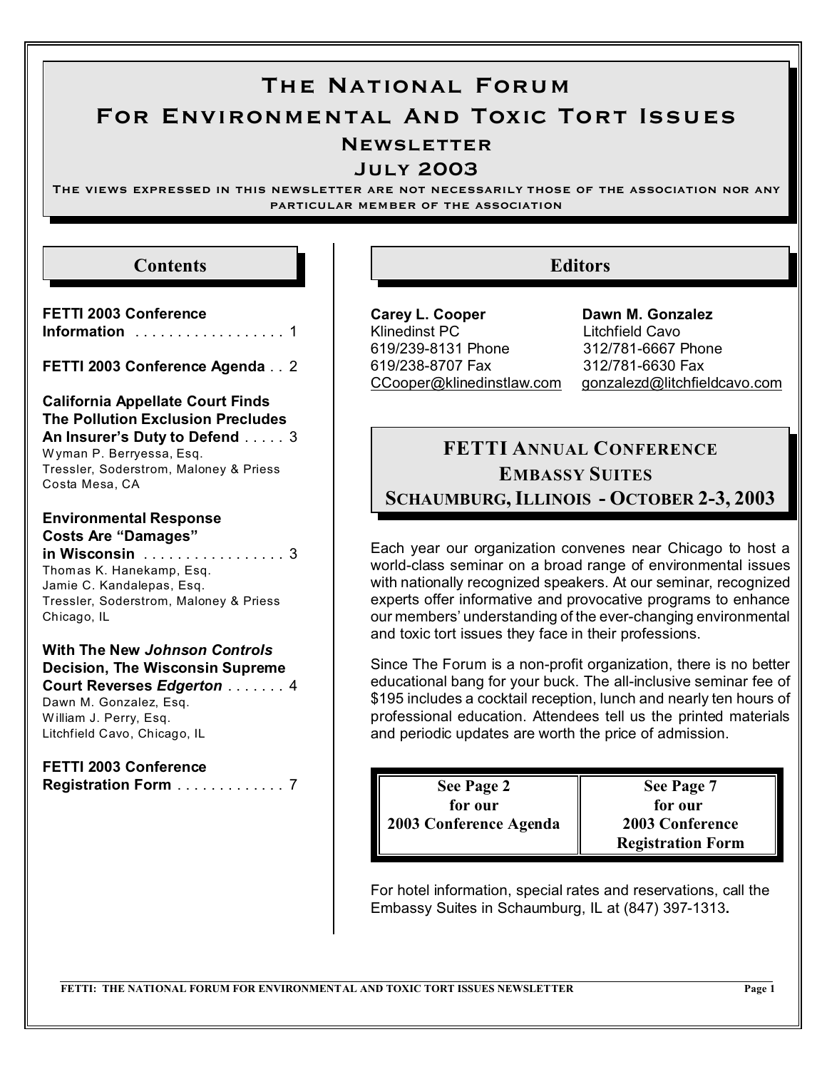# The National Forum For Environmental And Toxic Tort Issues

## Newsletter

## July 2003

The views expressed in this newsletter are not necessarily those of the association nor any particular member of the association

## Contents

**FETTI 2003 Conference Information** . . . . . . . . . . . . . . . . . . 1

**FETTI 2003 Conference Agenda** . . 2

**California Appellate Court Finds The Pollution Exclusion Precludes An Insurer's Duty to Defend** . . . . . 3
Wyman P. Berryessa, Esq.
Tressler, Soderstrom, Maloney & Priess
Costa Mesa, CA

**Environmental Response Costs Are "Damages" in Wisconsin** . . . . . . . . . . . . . . . . . 3
Thomas K. Hanekamp, Esq.
Jamie C. Kandalepas, Esq.
Tressler, Soderstrom, Maloney & Priess
Chicago, IL

**With The New *Johnson Controls* Decision, The Wisconsin Supreme Court Reverses *Edgerton*** . . . . . . . 4
Dawn M. Gonzalez, Esq.
William J. Perry, Esq.
Litchfield Cavo, Chicago, IL

**FETTI 2003 Conference Registration Form** . . . . . . . . . . . . . 7

## Editors

**Carey L. Cooper**
Klinedinst PC
619/239-8131 Phone
619/238-8707 Fax
CCooper@klinedinstlaw.com

**Dawn M. Gonzalez**
Litchfield Cavo
312/781-6667 Phone
312/781-6630 Fax
gonzalezd@litchfieldcavo.com

## FETTI Annual Conference Embassy Suites Schaumburg, Illinois - October 2-3, 2003

Each year our organization convenes near Chicago to host a world-class seminar on a broad range of environmental issues with nationally recognized speakers. At our seminar, recognized experts offer informative and provocative programs to enhance our members' understanding of the ever-changing environmental and toxic tort issues they face in their professions.

Since The Forum is a non-profit organization, there is no better educational bang for your buck. The all-inclusive seminar fee of $195 includes a cocktail reception, lunch and nearly ten hours of professional education. Attendees tell us the printed materials and periodic updates are worth the price of admission.

| See Page 2 for our 2003 Conference Agenda | See Page 7 for our 2003 Conference Registration Form |
| --- | --- |

For hotel information, special rates and reservations, call the Embassy Suites in Schaumburg, IL at (847) 397-1313.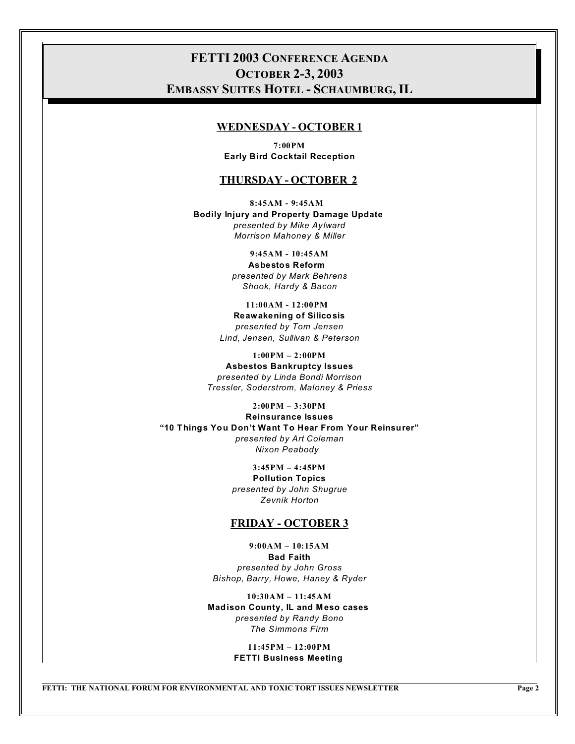# FETTI 2003 Conference Agenda
# October 2-3, 2003
# Embassy Suites Hotel - Schaumburg, IL

## WEDNESDAY - OCTOBER 1

**7:00PM**
**Early Bird Cocktail Reception**

## THURSDAY - OCTOBER 2

**8:45AM - 9:45AM**
**Bodily Injury and Property Damage Update**
*presented by Mike Aylward*
*Morrison Mahoney & Miller*

**9:45AM - 10:45AM**
**Asbestos Reform**
*presented by Mark Behrens*
*Shook, Hardy & Bacon*

**11:00AM - 12:00PM**
**Reawakening of Silicosis**
*presented by Tom Jensen*
*Lind, Jensen, Sullivan & Peterson*

**1:00PM – 2:00PM**
**Asbestos Bankruptcy Issues**
*presented by Linda Bondi Morrison*
*Tressler, Soderstrom, Maloney & Priess*

**2:00PM – 3:30PM**
**Reinsurance Issues**
**"10 Things You Don't Want To Hear From Your Reinsurer"**
*presented by Art Coleman*
*Nixon Peabody*

**3:45PM – 4:45PM**
**Pollution Topics**
*presented by John Shugrue*
*Zevnik Horton*

## FRIDAY - OCTOBER 3

**9:00AM – 10:15AM**
**Bad Faith**
*presented by John Gross*
*Bishop, Barry, Howe, Haney & Ryder*

**10:30AM – 11:45AM**
**Madison County, IL and Meso cases**
*presented by Randy Bono*
*The Simmons Firm*

**11:45PM – 12:00PM**
**FETTI Business Meeting**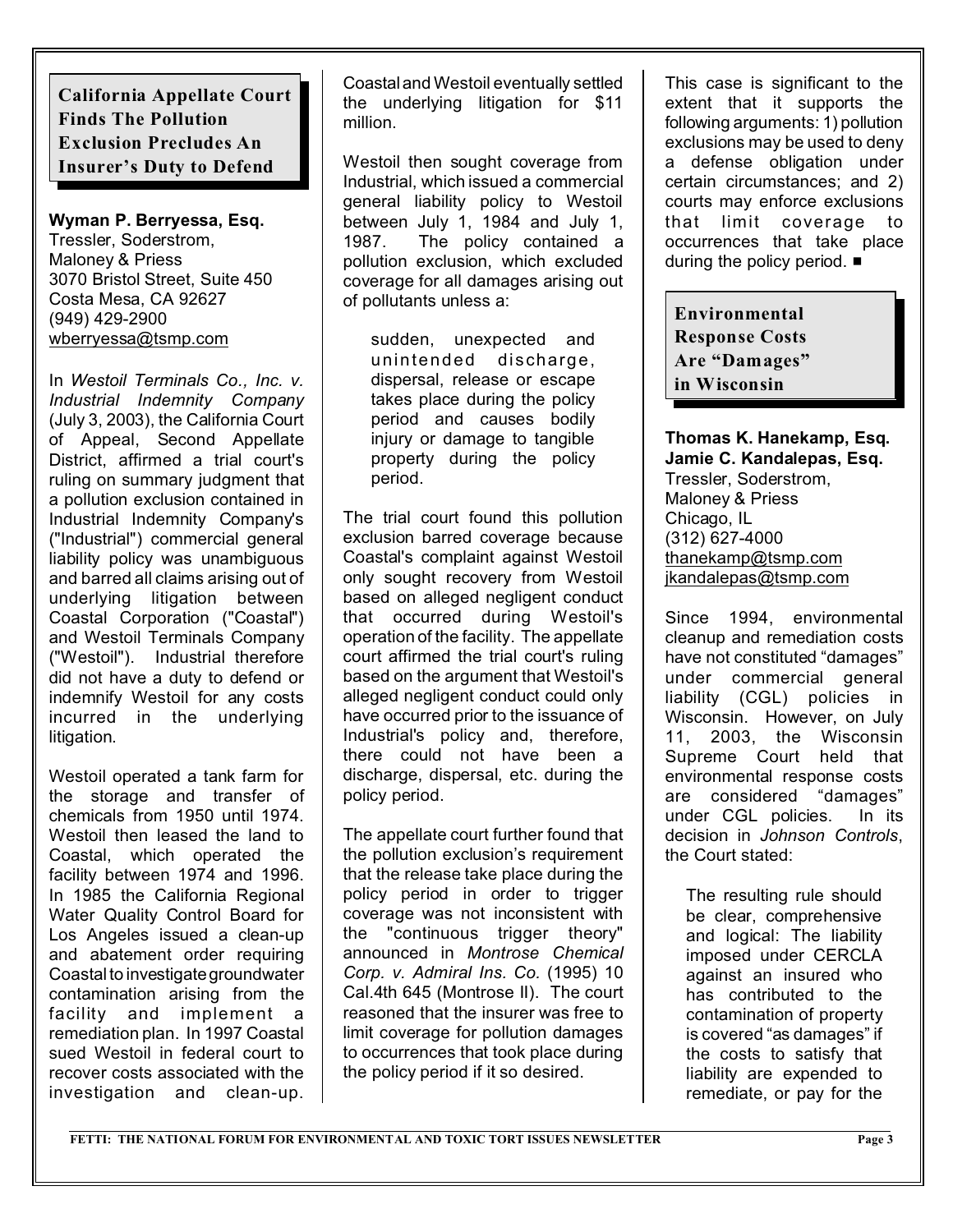## California Appellate Court Finds The Pollution Exclusion Precludes An Insurer's Duty to Defend

**Wyman P. Berryessa, Esq.**
Tressler, Soderstrom, Maloney & Priess
3070 Bristol Street, Suite 450
Costa Mesa, CA 92627
(949) 429-2900
wberryessa@tsmp.com

In *Westoil Terminals Co., Inc. v. Industrial Indemnity Company* (July 3, 2003), the California Court of Appeal, Second Appellate District, affirmed a trial court's ruling on summary judgment that a pollution exclusion contained in Industrial Indemnity Company's ("Industrial") commercial general liability policy was unambiguous and barred all claims arising out of underlying litigation between Coastal Corporation ("Coastal") and Westoil Terminals Company ("Westoil"). Industrial therefore did not have a duty to defend or indemnify Westoil for any costs incurred in the underlying litigation.

Westoil operated a tank farm for the storage and transfer of chemicals from 1950 until 1974. Westoil then leased the land to Coastal, which operated the facility between 1974 and 1996. In 1985 the California Regional Water Quality Control Board for Los Angeles issued a clean-up and abatement order requiring Coastal to investigate groundwater contamination arising from the facility and implement a remediation plan. In 1997 Coastal sued Westoil in federal court to recover costs associated with the investigation and clean-up. Coastal and Westoil eventually settled the underlying litigation for $11 million.

Westoil then sought coverage from Industrial, which issued a commercial general liability policy to Westoil between July 1, 1984 and July 1, 1987. The policy contained a pollution exclusion, which excluded coverage for all damages arising out of pollutants unless a:

> sudden, unexpected and unintended discharge, dispersal, release or escape takes place during the policy period and causes bodily injury or damage to tangible property during the policy period.

The trial court found this pollution exclusion barred coverage because Coastal's complaint against Westoil only sought recovery from Westoil based on alleged negligent conduct that occurred during Westoil's operation of the facility. The appellate court affirmed the trial court's ruling based on the argument that Westoil's alleged negligent conduct could only have occurred prior to the issuance of Industrial's policy and, therefore, there could not have been a discharge, dispersal, etc. during the policy period.

The appellate court further found that the pollution exclusion's requirement that the release take place during the policy period in order to trigger coverage was not inconsistent with the "continuous trigger theory" announced in *Montrose Chemical Corp. v. Admiral Ins. Co.* (1995) 10 Cal.4th 645 (Montrose II). The court reasoned that the insurer was free to limit coverage for pollution damages to occurrences that took place during the policy period if it so desired.

This case is significant to the extent that it supports the following arguments: 1) pollution exclusions may be used to deny a defense obligation under certain circumstances; and 2) courts may enforce exclusions that limit coverage to occurrences that take place during the policy period. ■

## Environmental Response Costs Are "Damages" in Wisconsin

**Thomas K. Hanekamp, Esq.**
**Jamie C. Kandalepas, Esq.**
Tressler, Soderstrom, Maloney & Priess
Chicago, IL
(312) 627-4000
thanekamp@tsmp.com
jkandalepas@tsmp.com

Since 1994, environmental cleanup and remediation costs have not constituted "damages" under commercial general liability (CGL) policies in Wisconsin. However, on July 11, 2003, the Wisconsin Supreme Court held that environmental response costs are considered "damages" under CGL policies. In its decision in *Johnson Controls*, the Court stated:

> The resulting rule should be clear, comprehensive and logical: The liability imposed under CERCLA against an insured who has contributed to the contamination of property is covered "as damages" if the costs to satisfy that liability are expended to remediate, or pay for the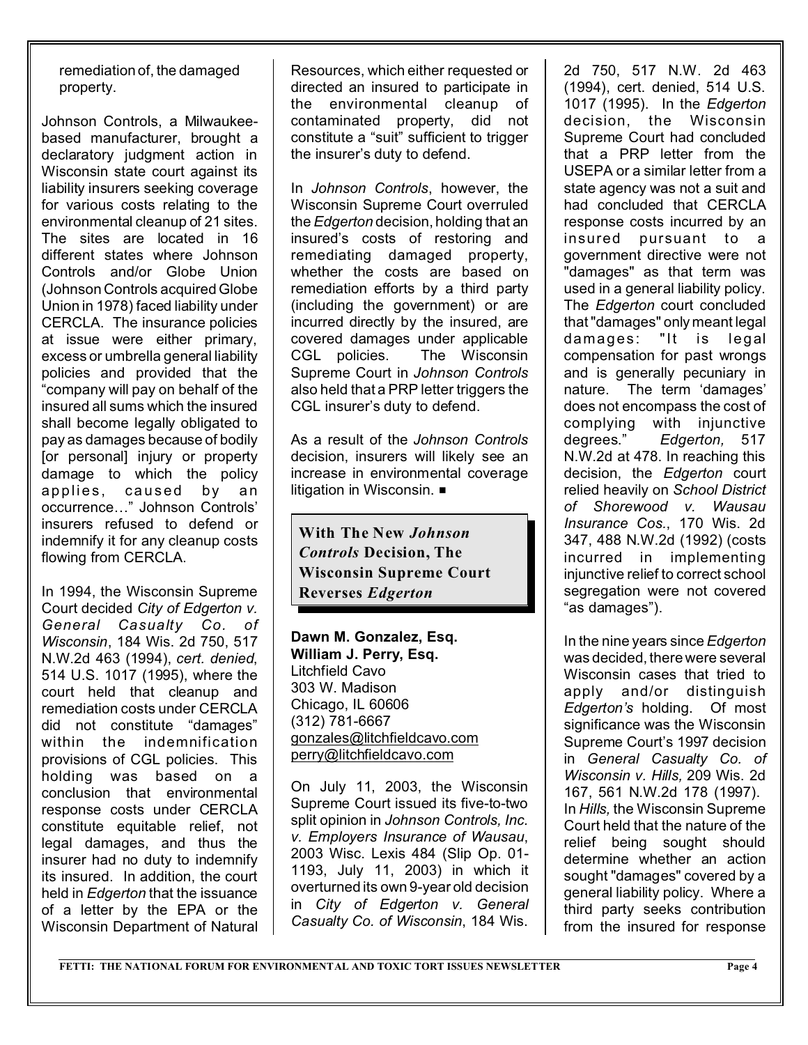remediation of, the damaged property.

Johnson Controls, a Milwaukee-based manufacturer, brought a declaratory judgment action in Wisconsin state court against its liability insurers seeking coverage for various costs relating to the environmental cleanup of 21 sites. The sites are located in 16 different states where Johnson Controls and/or Globe Union (Johnson Controls acquired Globe Union in 1978) faced liability under CERCLA. The insurance policies at issue were either primary, excess or umbrella general liability policies and provided that the "company will pay on behalf of the insured all sums which the insured shall become legally obligated to pay as damages because of bodily [or personal] injury or property damage to which the policy applies, caused by an occurrence…" Johnson Controls' insurers refused to defend or indemnify it for any cleanup costs flowing from CERCLA.

In 1994, the Wisconsin Supreme Court decided *City of Edgerton v. General Casualty Co. of Wisconsin*, 184 Wis. 2d 750, 517 N.W.2d 463 (1994), *cert. denied*, 514 U.S. 1017 (1995), where the court held that cleanup and remediation costs under CERCLA did not constitute "damages" within the indemnification provisions of CGL policies. This holding was based on a conclusion that environmental response costs under CERCLA constitute equitable relief, not legal damages, and thus the insurer had no duty to indemnify its insured. In addition, the court held in *Edgerton* that the issuance of a letter by the EPA or the Wisconsin Department of Natural Resources, which either requested or directed an insured to participate in the environmental cleanup of contaminated property, did not constitute a "suit" sufficient to trigger the insurer's duty to defend.

In *Johnson Controls*, however, the Wisconsin Supreme Court overruled the *Edgerton* decision, holding that an insured's costs of restoring and remediating damaged property, whether the costs are based on remediation efforts by a third party (including the government) or are incurred directly by the insured, are covered damages under applicable CGL policies. The Wisconsin Supreme Court in *Johnson Controls* also held that a PRP letter triggers the CGL insurer's duty to defend.

As a result of the *Johnson Controls* decision, insurers will likely see an increase in environmental coverage litigation in Wisconsin. ■

## With The New *Johnson Controls* Decision, The Wisconsin Supreme Court Reverses *Edgerton*

**Dawn M. Gonzalez, Esq.**
**William J. Perry, Esq.**
Litchfield Cavo
303 W. Madison
Chicago, IL 60606
(312) 781-6667
gonzales@litchfieldcavo.com
perry@litchfieldcavo.com

On July 11, 2003, the Wisconsin Supreme Court issued its five-to-two split opinion in *Johnson Controls, Inc. v. Employers Insurance of Wausau*, 2003 Wisc. Lexis 484 (Slip Op. 01-1193, July 11, 2003) in which it overturned its own 9-year old decision in *City of Edgerton v. General Casualty Co. of Wisconsin*, 184 Wis. 2d 750, 517 N.W. 2d 463 (1994), cert. denied, 514 U.S. 1017 (1995). In the *Edgerton* decision, the Wisconsin Supreme Court had concluded that a PRP letter from the USEPA or a similar letter from a state agency was not a suit and had concluded that CERCLA response costs incurred by an insured pursuant to a government directive were not "damages" as that term was used in a general liability policy. The *Edgerton* court concluded that "damages" only meant legal damages: "It is legal compensation for past wrongs and is generally pecuniary in nature. The term 'damages' does not encompass the cost of complying with injunctive degrees." *Edgerton,* 517 N.W.2d at 478. In reaching this decision, the *Edgerton* court relied heavily on *School District of Shorewood v. Wausau Insurance Cos*., 170 Wis. 2d 347, 488 N.W.2d (1992) (costs incurred in implementing injunctive relief to correct school segregation were not covered "as damages").

In the nine years since *Edgerton* was decided, there were several Wisconsin cases that tried to apply and/or distinguish *Edgerton's* holding. Of most significance was the Wisconsin Supreme Court's 1997 decision in *General Casualty Co. of Wisconsin v. Hills,* 209 Wis. 2d 167, 561 N.W.2d 178 (1997). In *Hills,* the Wisconsin Supreme Court held that the nature of the relief being sought should determine whether an action sought "damages" covered by a general liability policy. Where a third party seeks contribution from the insured for response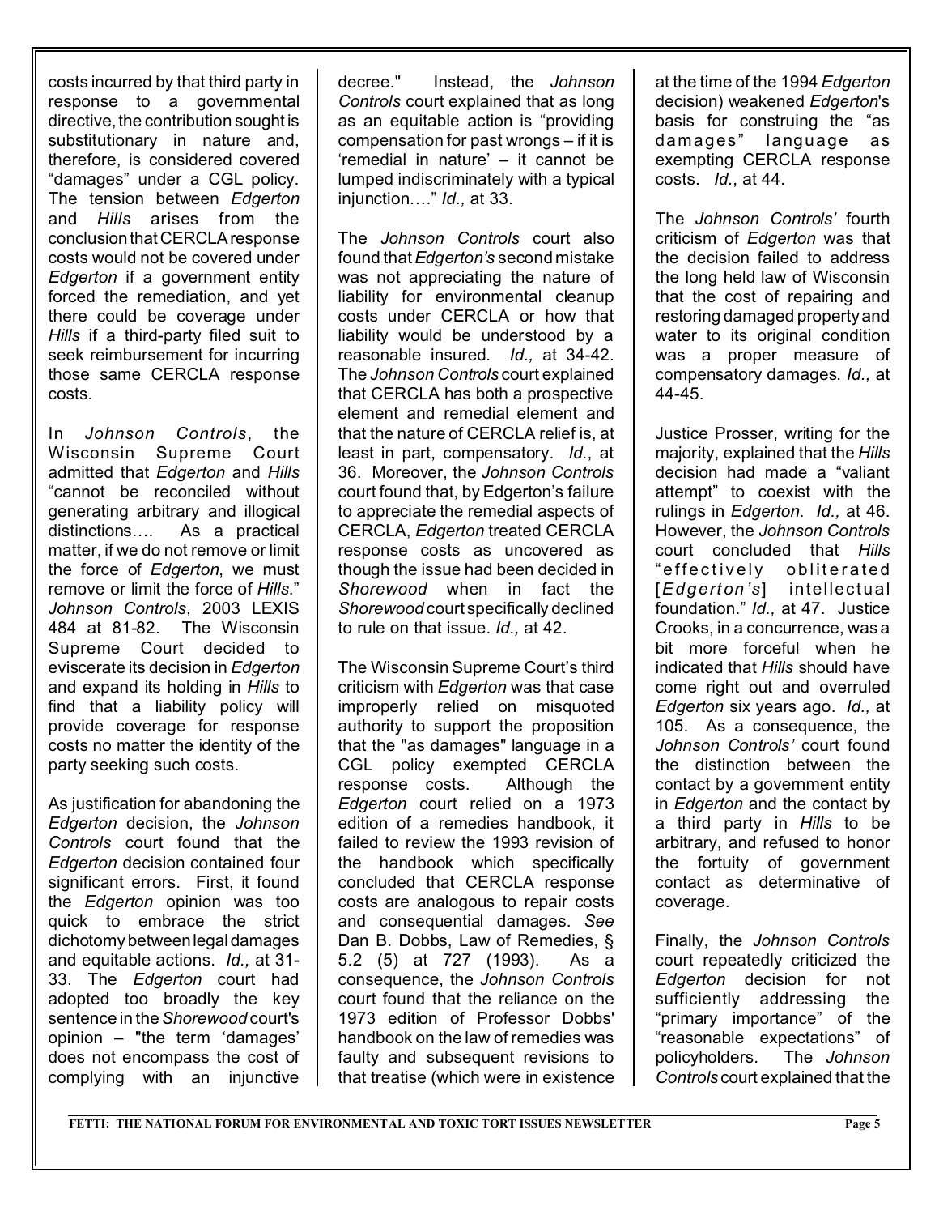costs incurred by that third party in response to a governmental directive, the contribution sought is substitutionary in nature and, therefore, is considered covered "damages" under a CGL policy. The tension between *Edgerton* and *Hills* arises from the conclusion that CERCLA response costs would not be covered under *Edgerton* if a government entity forced the remediation, and yet there could be coverage under *Hills* if a third-party filed suit to seek reimbursement for incurring those same CERCLA response costs.

In *Johnson Controls*, the Wisconsin Supreme Court admitted that *Edgerton* and *Hills* "cannot be reconciled without generating arbitrary and illogical distinctions…. As a practical matter, if we do not remove or limit the force of *Edgerton*, we must remove or limit the force of *Hills*." *Johnson Controls*, 2003 LEXIS 484 at 81-82. The Wisconsin Supreme Court decided to eviscerate its decision in *Edgerton* and expand its holding in *Hills* to find that a liability policy will provide coverage for response costs no matter the identity of the party seeking such costs.

As justification for abandoning the *Edgerton* decision, the *Johnson Controls* court found that the *Edgerton* decision contained four significant errors. First, it found the *Edgerton* opinion was too quick to embrace the strict dichotomy between legal damages and equitable actions. *Id.,* at 31-33. The *Edgerton* court had adopted too broadly the key sentence in the *Shorewood* court's opinion – "the term 'damages' does not encompass the cost of complying with an injunctive decree." Instead, the *Johnson Controls* court explained that as long as an equitable action is "providing compensation for past wrongs – if it is 'remedial in nature' – it cannot be lumped indiscriminately with a typical injunction…." *Id.,* at 33.

The *Johnson Controls* court also found that *Edgerton's* second mistake was not appreciating the nature of liability for environmental cleanup costs under CERCLA or how that liability would be understood by a reasonable insured. *Id.,* at 34-42. The *Johnson Controls* court explained that CERCLA has both a prospective element and remedial element and that the nature of CERCLA relief is, at least in part, compensatory. *Id.*, at 36. Moreover, the *Johnson Controls* court found that, by Edgerton's failure to appreciate the remedial aspects of CERCLA, *Edgerton* treated CERCLA response costs as uncovered as though the issue had been decided in *Shorewood* when in fact the *Shorewood* court specifically declined to rule on that issue. *Id.,* at 42.

The Wisconsin Supreme Court's third criticism with *Edgerton* was that case improperly relied on misquoted authority to support the proposition that the "as damages" language in a CGL policy exempted CERCLA response costs. Although the *Edgerton* court relied on a 1973 edition of a remedies handbook, it failed to review the 1993 revision of the handbook which specifically concluded that CERCLA response costs are analogous to repair costs and consequential damages. *See* Dan B. Dobbs, Law of Remedies, § 5.2 (5) at 727 (1993). As a consequence, the *Johnson Controls* court found that the reliance on the 1973 edition of Professor Dobbs' handbook on the law of remedies was faulty and subsequent revisions to that treatise (which were in existence at the time of the 1994 *Edgerton* decision) weakened *Edgerton*'s basis for construing the "as damages" language as exempting CERCLA response costs. *Id.*, at 44.

The *Johnson Controls'* fourth criticism of *Edgerton* was that the decision failed to address the long held law of Wisconsin that the cost of repairing and restoring damaged property and water to its original condition was a proper measure of compensatory damages. *Id.,* at 44-45.

Justice Prosser, writing for the majority, explained that the *Hills* decision had made a "valiant attempt" to coexist with the rulings in *Edgerton*. *Id.,* at 46. However, the *Johnson Controls* court concluded that *Hills* "effectively obliterated [*Edgerton's*] intellectual foundation." *Id.,* at 47. Justice Crooks, in a concurrence, was a bit more forceful when he indicated that *Hills* should have come right out and overruled *Edgerton* six years ago. *Id.,* at 105. As a consequence, the *Johnson Controls'* court found the distinction between the contact by a government entity in *Edgerton* and the contact by a third party in *Hills* to be arbitrary, and refused to honor the fortuity of government contact as determinative of coverage.

Finally, the *Johnson Controls* court repeatedly criticized the *Edgerton* decision for not sufficiently addressing the "primary importance" of the "reasonable expectations" of policyholders. The *Johnson Controls* court explained that the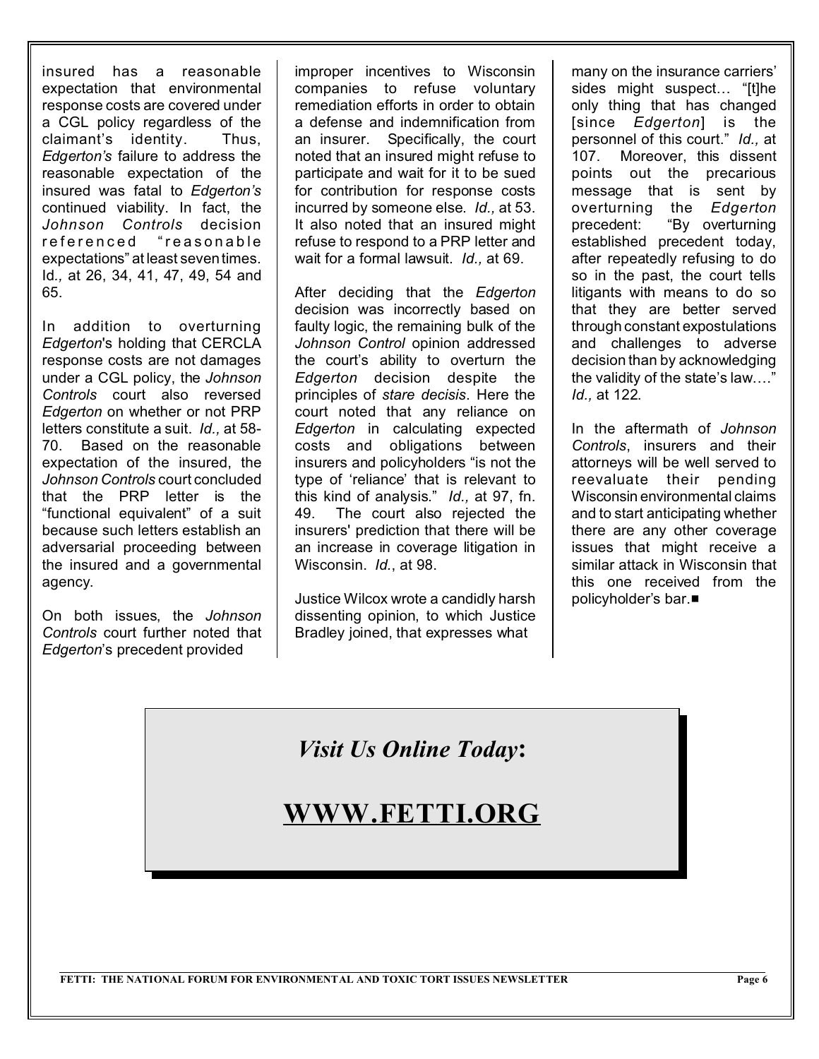insured has a reasonable expectation that environmental response costs are covered under a CGL policy regardless of the claimant's identity. Thus, *Edgerton's* failure to address the reasonable expectation of the insured was fatal to *Edgerton's* continued viability. In fact, the *Johnson Controls* decision referenced "reasonable expectations" at least seven times. Id., at 26, 34, 41, 47, 49, 54 and 65.

In addition to overturning *Edgerton*'s holding that CERCLA response costs are not damages under a CGL policy, the *Johnson Controls* court also reversed *Edgerton* on whether or not PRP letters constitute a suit. *Id.,* at 58-70. Based on the reasonable expectation of the insured, the *Johnson Controls* court concluded that the PRP letter is the "functional equivalent" of a suit because such letters establish an adversarial proceeding between the insured and a governmental agency.

On both issues, the *Johnson Controls* court further noted that *Edgerton*'s precedent provided improper incentives to Wisconsin companies to refuse voluntary remediation efforts in order to obtain a defense and indemnification from an insurer. Specifically, the court noted that an insured might refuse to participate and wait for it to be sued for contribution for response costs incurred by someone else. *Id.,* at 53. It also noted that an insured might refuse to respond to a PRP letter and wait for a formal lawsuit. *Id.,* at 69.

After deciding that the *Edgerton* decision was incorrectly based on faulty logic, the remaining bulk of the *Johnson Control* opinion addressed the court's ability to overturn the *Edgerton* decision despite the principles of *stare decisis*. Here the court noted that any reliance on *Edgerton* in calculating expected costs and obligations between insurers and policyholders "is not the type of 'reliance' that is relevant to this kind of analysis." *Id.,* at 97, fn. 49. The court also rejected the insurers' prediction that there will be an increase in coverage litigation in Wisconsin. *Id.*, at 98.

Justice Wilcox wrote a candidly harsh dissenting opinion, to which Justice Bradley joined, that expresses what many on the insurance carriers' sides might suspect… "[t]he only thing that has changed [since *Edgerton*] is the personnel of this court." *Id.,* at 107. Moreover, this dissent points out the precarious message that is sent by overturning the *Edgerton* precedent: "By overturning established precedent today, after repeatedly refusing to do so in the past, the court tells litigants with means to do so that they are better served through constant expostulations and challenges to adverse decision than by acknowledging the validity of the state's law…." *Id.,* at 122.

In the aftermath of *Johnson Controls*, insurers and their attorneys will be well served to reevaluate their pending Wisconsin environmental claims and to start anticipating whether there are any other coverage issues that might receive a similar attack in Wisconsin that this one received from the policyholder's bar.■

*Visit Us Online Today***:**

**WWW.FETTI.ORG**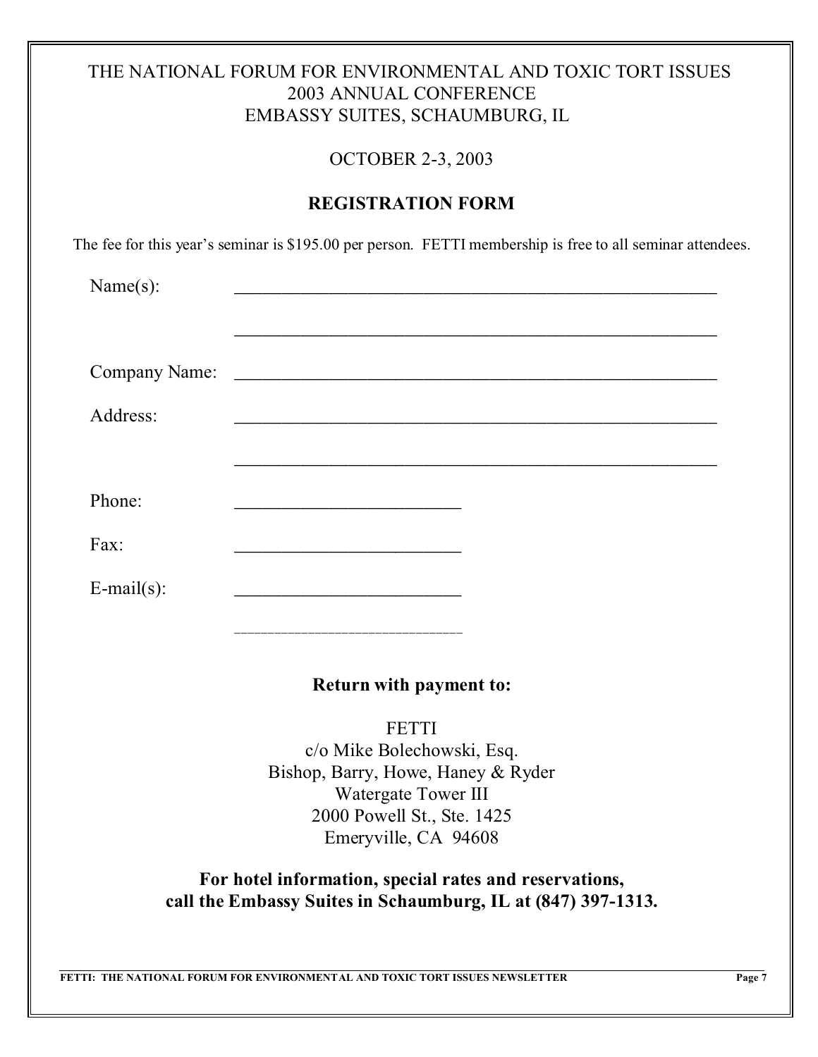THE NATIONAL FORUM FOR ENVIRONMENTAL AND TOXIC TORT ISSUES
2003 ANNUAL CONFERENCE
EMBASSY SUITES, SCHAUMBURG, IL

OCTOBER 2-3, 2003

## REGISTRATION FORM

The fee for this year's seminar is $195.00 per person. FETTI membership is free to all seminar attendees.

Name(s): ____________________________________________________

____________________________________________________

Company Name: ____________________________________________________

Address: ____________________________________________________

____________________________________________________

Phone: ________________________

Fax: ________________________

E-mail(s): ________________________

________________________

**Return with payment to:**

FETTI
c/o Mike Bolechowski, Esq.
Bishop, Barry, Howe, Haney & Ryder
Watergate Tower III
2000 Powell St., Ste. 1425
Emeryville, CA 94608

**For hotel information, special rates and reservations, call the Embassy Suites in Schaumburg, IL at (847) 397-1313.**